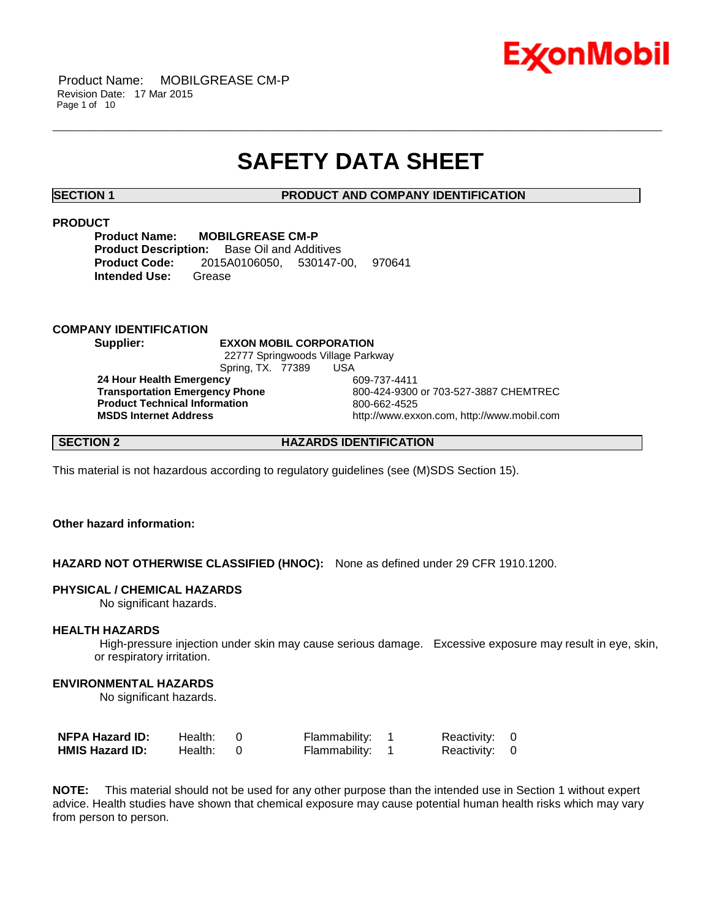# SAFETY DATA SHEET

## SECTION 1 PRODUCT AND COMPANY IDENTIFICATION

### PRODUCT

**Product Name:** **MOBILGREASE CM-P**
**Product Description:** Base Oil and Additives
**Product Code:** 2015A0106050, 530147-00, 970641
**Intended Use:** Grease

### COMPANY IDENTIFICATION

**Supplier:** **EXXON MOBIL CORPORATION**
22777 Springwoods Village Parkway
Spring, TX. 77389 USA

| | |
|---|---|
| **24 Hour Health Emergency** | 609-737-4411 |
| **Transportation Emergency Phone** | 800-424-9300 or 703-527-3887 CHEMTREC |
| **Product Technical Information** | 800-662-4525 |
| **MSDS Internet Address** | http://www.exxon.com, http://www.mobil.com |

## SECTION 2 HAZARDS IDENTIFICATION

This material is not hazardous according to regulatory guidelines (see (M)SDS Section 15).

**Other hazard information:**

**HAZARD NOT OTHERWISE CLASSIFIED (HNOC):** None as defined under 29 CFR 1910.1200.

**PHYSICAL / CHEMICAL HAZARDS**

No significant hazards.

**HEALTH HAZARDS**

High-pressure injection under skin may cause serious damage. Excessive exposure may result in eye, skin, or respiratory irritation.

**ENVIRONMENTAL HAZARDS**

No significant hazards.

| | | | |
|---|---|---|---|
| **NFPA Hazard ID:** | Health: 0 | Flammability: 1 | Reactivity: 0 |
| **HMIS Hazard ID:** | Health: 0 | Flammability: 1 | Reactivity: 0 |

**NOTE:** This material should not be used for any other purpose than the intended use in Section 1 without expert advice. Health studies have shown that chemical exposure may cause potential human health risks which may vary from person to person.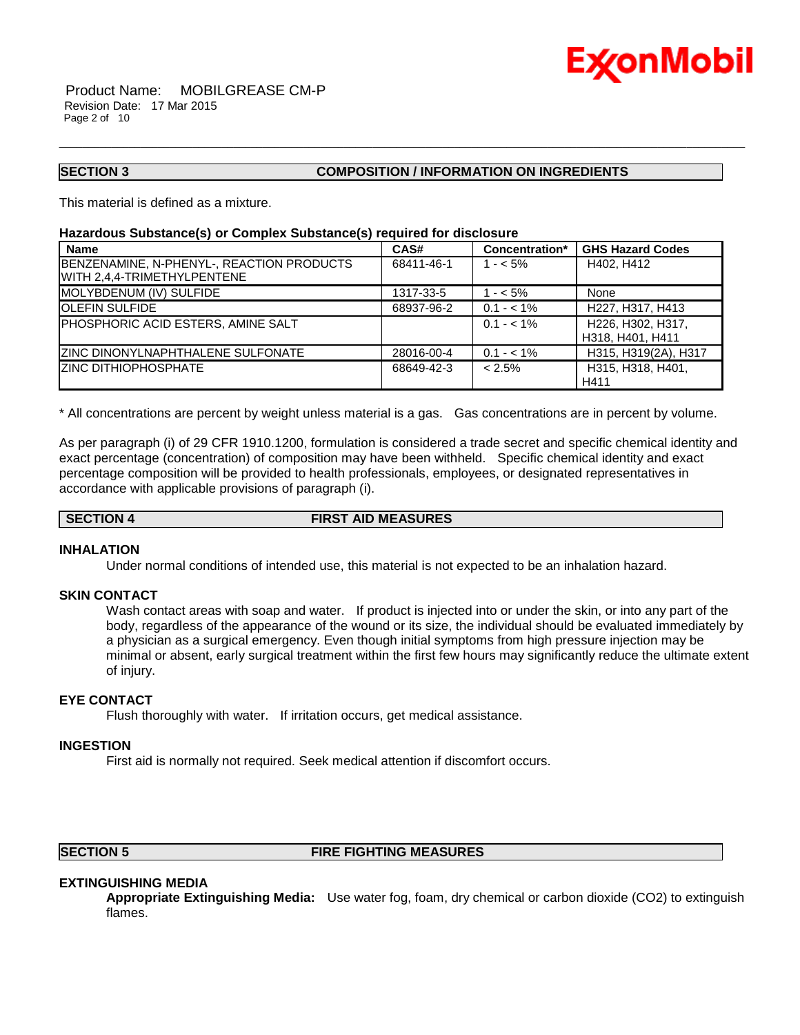## SECTION 3 COMPOSITION / INFORMATION ON INGREDIENTS

This material is defined as a mixture.

**Hazardous Substance(s) or Complex Substance(s) required for disclosure**

| Name | CAS# | Concentration* | GHS Hazard Codes |
|---|---|---|---|
| BENZENAMINE, N-PHENYL-, REACTION PRODUCTS WITH 2,4,4-TRIMETHYLPENTENE | 68411-46-1 | 1 - < 5% | H402, H412 |
| MOLYBDENUM (IV) SULFIDE | 1317-33-5 | 1 - < 5% | None |
| OLEFIN SULFIDE | 68937-96-2 | 0.1 - < 1% | H227, H317, H413 |
| PHOSPHORIC ACID ESTERS, AMINE SALT | | 0.1 - < 1% | H226, H302, H317, H318, H401, H411 |
| ZINC DINONYLNAPHTHALENE SULFONATE | 28016-00-4 | 0.1 - < 1% | H315, H319(2A), H317 |
| ZINC DITHIOPHOSPHATE | 68649-42-3 | < 2.5% | H315, H318, H401, H411 |

* All concentrations are percent by weight unless material is a gas. Gas concentrations are in percent by volume.

As per paragraph (i) of 29 CFR 1910.1200, formulation is considered a trade secret and specific chemical identity and exact percentage (concentration) of composition may have been withheld. Specific chemical identity and exact percentage composition will be provided to health professionals, employees, or designated representatives in accordance with applicable provisions of paragraph (i).

## SECTION 4 FIRST AID MEASURES

### INHALATION

Under normal conditions of intended use, this material is not expected to be an inhalation hazard.

### SKIN CONTACT

Wash contact areas with soap and water. If product is injected into or under the skin, or into any part of the body, regardless of the appearance of the wound or its size, the individual should be evaluated immediately by a physician as a surgical emergency. Even though initial symptoms from high pressure injection may be minimal or absent, early surgical treatment within the first few hours may significantly reduce the ultimate extent of injury.

### EYE CONTACT

Flush thoroughly with water. If irritation occurs, get medical assistance.

### INGESTION

First aid is normally not required. Seek medical attention if discomfort occurs.

## SECTION 5 FIRE FIGHTING MEASURES

### EXTINGUISHING MEDIA

**Appropriate Extinguishing Media:** Use water fog, foam, dry chemical or carbon dioxide ($CO_2$) to extinguish flames.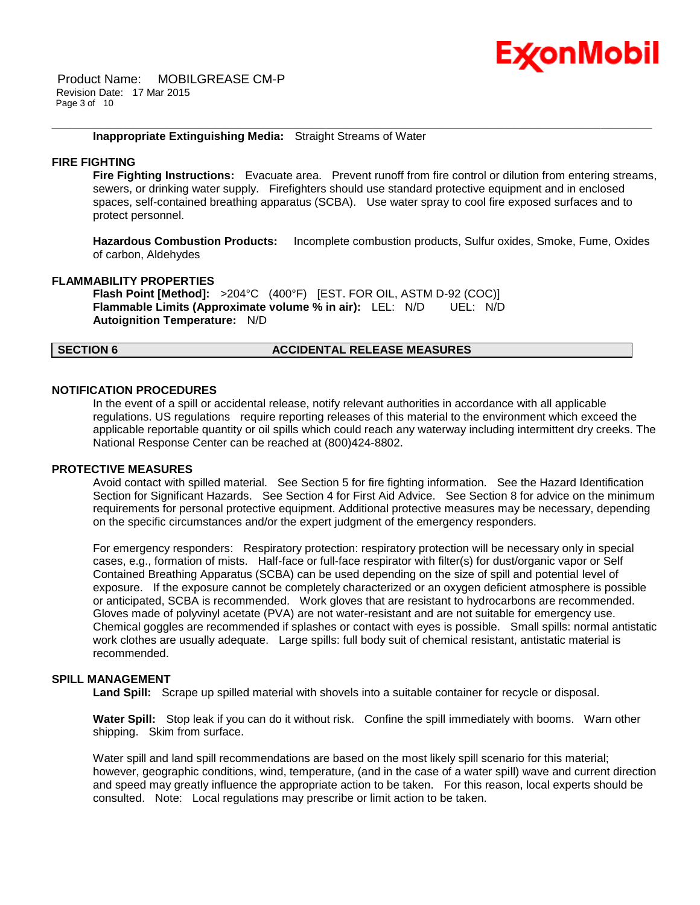**Inappropriate Extinguishing Media:** Straight Streams of Water

### FIRE FIGHTING

**Fire Fighting Instructions:** Evacuate area. Prevent runoff from fire control or dilution from entering streams, sewers, or drinking water supply. Firefighters should use standard protective equipment and in enclosed spaces, self-contained breathing apparatus (SCBA). Use water spray to cool fire exposed surfaces and to protect personnel.

**Hazardous Combustion Products:** Incomplete combustion products, Sulfur oxides, Smoke, Fume, Oxides of carbon, Aldehydes

### FLAMMABILITY PROPERTIES

**Flash Point [Method]:** >204°C (400°F) [EST. FOR OIL, ASTM D-92 (COC)]
**Flammable Limits (Approximate volume % in air):** LEL: N/D UEL: N/D
**Autoignition Temperature:** N/D

## SECTION 6 ACCIDENTAL RELEASE MEASURES

### NOTIFICATION PROCEDURES

In the event of a spill or accidental release, notify relevant authorities in accordance with all applicable regulations. US regulations require reporting releases of this material to the environment which exceed the applicable reportable quantity or oil spills which could reach any waterway including intermittent dry creeks. The National Response Center can be reached at (800)424-8802.

### PROTECTIVE MEASURES

Avoid contact with spilled material. See Section 5 for fire fighting information. See the Hazard Identification Section for Significant Hazards. See Section 4 for First Aid Advice. See Section 8 for advice on the minimum requirements for personal protective equipment. Additional protective measures may be necessary, depending on the specific circumstances and/or the expert judgment of the emergency responders.

For emergency responders: Respiratory protection: respiratory protection will be necessary only in special cases, e.g., formation of mists. Half-face or full-face respirator with filter(s) for dust/organic vapor or Self Contained Breathing Apparatus (SCBA) can be used depending on the size of spill and potential level of exposure. If the exposure cannot be completely characterized or an oxygen deficient atmosphere is possible or anticipated, SCBA is recommended. Work gloves that are resistant to hydrocarbons are recommended. Gloves made of polyvinyl acetate (PVA) are not water-resistant and are not suitable for emergency use. Chemical goggles are recommended if splashes or contact with eyes is possible. Small spills: normal antistatic work clothes are usually adequate. Large spills: full body suit of chemical resistant, antistatic material is recommended.

### SPILL MANAGEMENT

**Land Spill:** Scrape up spilled material with shovels into a suitable container for recycle or disposal.

**Water Spill:** Stop leak if you can do it without risk. Confine the spill immediately with booms. Warn other shipping. Skim from surface.

Water spill and land spill recommendations are based on the most likely spill scenario for this material; however, geographic conditions, wind, temperature, (and in the case of a water spill) wave and current direction and speed may greatly influence the appropriate action to be taken. For this reason, local experts should be consulted. Note: Local regulations may prescribe or limit action to be taken.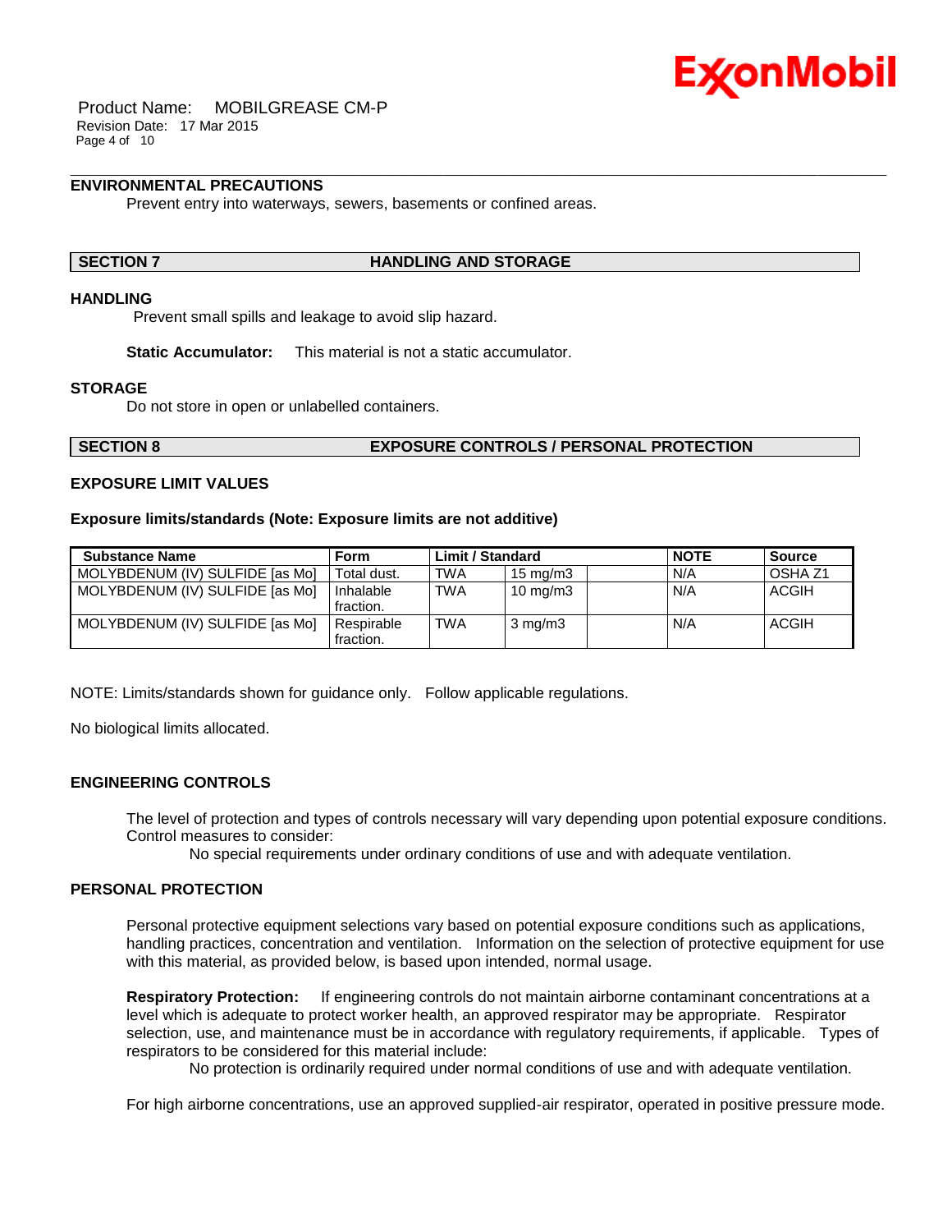### ENVIRONMENTAL PRECAUTIONS

Prevent entry into waterways, sewers, basements or confined areas.

## SECTION 7 HANDLING AND STORAGE

### HANDLING

Prevent small spills and leakage to avoid slip hazard.

**Static Accumulator:** This material is not a static accumulator.

### STORAGE

Do not store in open or unlabelled containers.

## SECTION 8 EXPOSURE CONTROLS / PERSONAL PROTECTION

### EXPOSURE LIMIT VALUES

**Exposure limits/standards (Note: Exposure limits are not additive)**

| Substance Name | Form | Limit / Standard | | | NOTE | Source |
|---|---|---|---|---|---|---|
| MOLYBDENUM (IV) SULFIDE [as Mo] | Total dust. | TWA | 15 mg/m3 | | N/A | OSHA Z1 |
| MOLYBDENUM (IV) SULFIDE [as Mo] | Inhalable fraction. | TWA | 10 mg/m3 | | N/A | ACGIH |
| MOLYBDENUM (IV) SULFIDE [as Mo] | Respirable fraction. | TWA | 3 mg/m3 | | N/A | ACGIH |

NOTE: Limits/standards shown for guidance only. Follow applicable regulations.

No biological limits allocated.

### ENGINEERING CONTROLS

The level of protection and types of controls necessary will vary depending upon potential exposure conditions. Control measures to consider:

No special requirements under ordinary conditions of use and with adequate ventilation.

### PERSONAL PROTECTION

Personal protective equipment selections vary based on potential exposure conditions such as applications, handling practices, concentration and ventilation. Information on the selection of protective equipment for use with this material, as provided below, is based upon intended, normal usage.

**Respiratory Protection:** If engineering controls do not maintain airborne contaminant concentrations at a level which is adequate to protect worker health, an approved respirator may be appropriate. Respirator selection, use, and maintenance must be in accordance with regulatory requirements, if applicable. Types of respirators to be considered for this material include:

No protection is ordinarily required under normal conditions of use and with adequate ventilation.

For high airborne concentrations, use an approved supplied-air respirator, operated in positive pressure mode.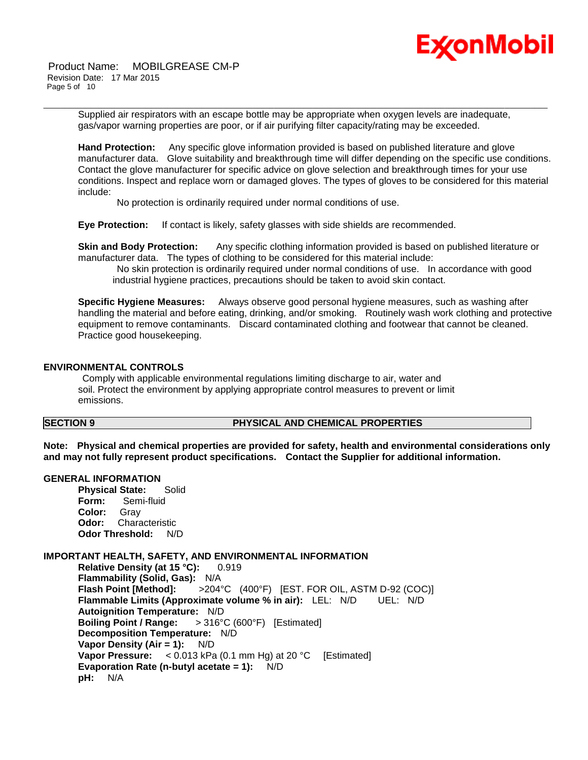Supplied air respirators with an escape bottle may be appropriate when oxygen levels are inadequate, gas/vapor warning properties are poor, or if air purifying filter capacity/rating may be exceeded.

**Hand Protection:** Any specific glove information provided is based on published literature and glove manufacturer data. Glove suitability and breakthrough time will differ depending on the specific use conditions. Contact the glove manufacturer for specific advice on glove selection and breakthrough times for your use conditions. Inspect and replace worn or damaged gloves. The types of gloves to be considered for this material include:

No protection is ordinarily required under normal conditions of use.

**Eye Protection:** If contact is likely, safety glasses with side shields are recommended.

**Skin and Body Protection:** Any specific clothing information provided is based on published literature or manufacturer data. The types of clothing to be considered for this material include:

No skin protection is ordinarily required under normal conditions of use. In accordance with good industrial hygiene practices, precautions should be taken to avoid skin contact.

**Specific Hygiene Measures:** Always observe good personal hygiene measures, such as washing after handling the material and before eating, drinking, and/or smoking. Routinely wash work clothing and protective equipment to remove contaminants. Discard contaminated clothing and footwear that cannot be cleaned. Practice good housekeeping.

### ENVIRONMENTAL CONTROLS

Comply with applicable environmental regulations limiting discharge to air, water and soil. Protect the environment by applying appropriate control measures to prevent or limit emissions.

## SECTION 9 PHYSICAL AND CHEMICAL PROPERTIES

**Note: Physical and chemical properties are provided for safety, health and environmental considerations only and may not fully represent product specifications. Contact the Supplier for additional information.**

### GENERAL INFORMATION

**Physical State:** Solid
**Form:** Semi-fluid
**Color:** Gray
**Odor:** Characteristic
**Odor Threshold:** N/D

### IMPORTANT HEALTH, SAFETY, AND ENVIRONMENTAL INFORMATION

**Relative Density (at 15 °C):** 0.919
**Flammability (Solid, Gas):** N/A
**Flash Point [Method]:** >204°C (400°F) [EST. FOR OIL, ASTM D-92 (COC)]
**Flammable Limits (Approximate volume % in air):** LEL: N/D UEL: N/D
**Autoignition Temperature:** N/D
**Boiling Point / Range:** > 316°C (600°F) [Estimated]
**Decomposition Temperature:** N/D
**Vapor Density (Air = 1):** N/D
**Vapor Pressure:** < 0.013 kPa (0.1 mm Hg) at 20 °C [Estimated]
**Evaporation Rate (n-butyl acetate = 1):** N/D
**pH:** N/A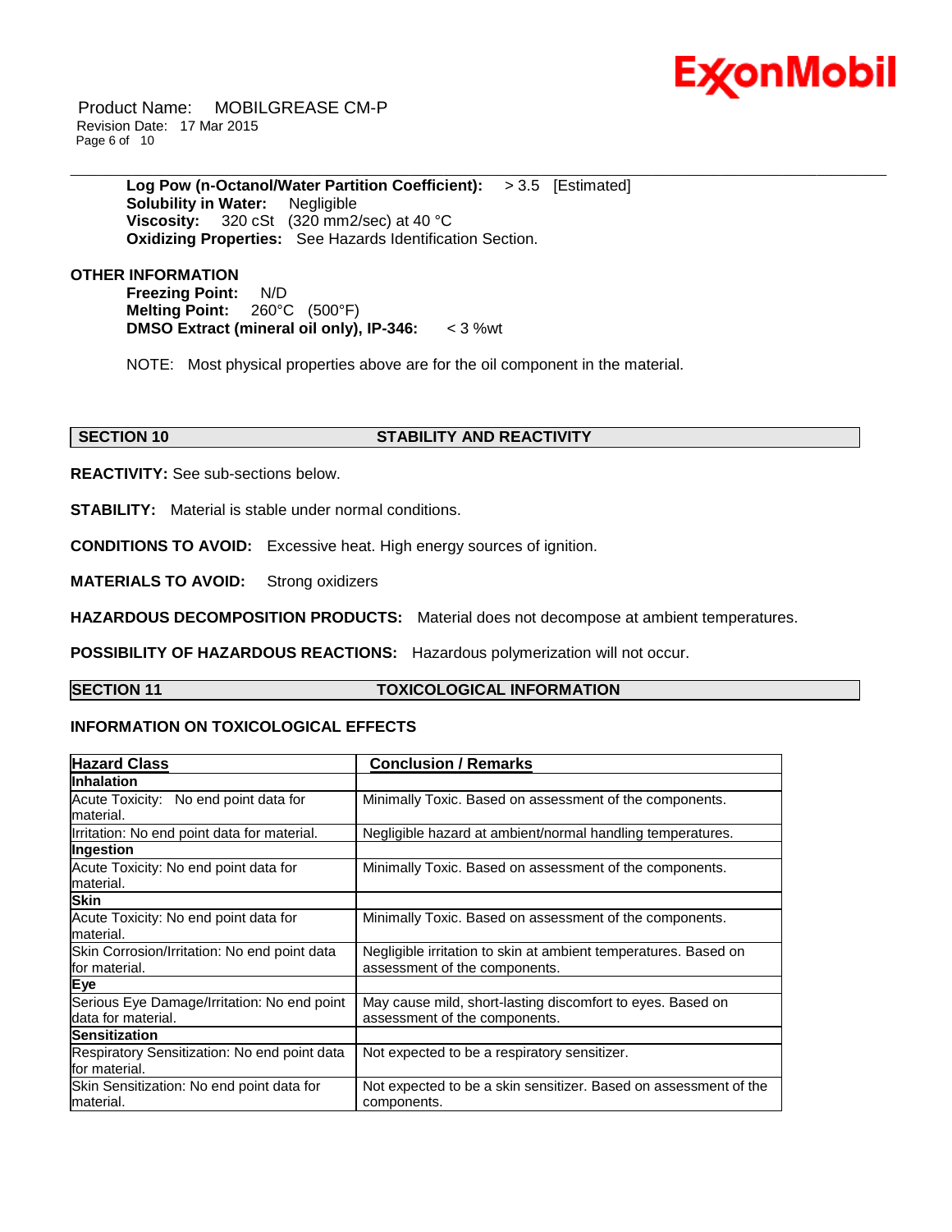**Log Pow (n-Octanol/Water Partition Coefficient):** > 3.5 [Estimated]
**Solubility in Water:** Negligible
**Viscosity:** 320 cSt (320 mm2/sec) at 40 °C
**Oxidizing Properties:** See Hazards Identification Section.

**OTHER INFORMATION**

**Freezing Point:** N/D
**Melting Point:** 260°C (500°F)
**DMSO Extract (mineral oil only), IP-346:** < 3 %wt

NOTE: Most physical properties above are for the oil component in the material.

## SECTION 10 STABILITY AND REACTIVITY

**REACTIVITY:** See sub-sections below.

**STABILITY:** Material is stable under normal conditions.

**CONDITIONS TO AVOID:** Excessive heat. High energy sources of ignition.

**MATERIALS TO AVOID:** Strong oxidizers

**HAZARDOUS DECOMPOSITION PRODUCTS:** Material does not decompose at ambient temperatures.

**POSSIBILITY OF HAZARDOUS REACTIONS:** Hazardous polymerization will not occur.

## SECTION 11 TOXICOLOGICAL INFORMATION

**INFORMATION ON TOXICOLOGICAL EFFECTS**

| Hazard Class | Conclusion / Remarks |
|---|---|
| **Inhalation** | |
| Acute Toxicity: No end point data for material. | Minimally Toxic. Based on assessment of the components. |
| Irritation: No end point data for material. | Negligible hazard at ambient/normal handling temperatures. |
| **Ingestion** | |
| Acute Toxicity: No end point data for material. | Minimally Toxic. Based on assessment of the components. |
| **Skin** | |
| Acute Toxicity: No end point data for material. | Minimally Toxic. Based on assessment of the components. |
| Skin Corrosion/Irritation: No end point data for material. | Negligible irritation to skin at ambient temperatures. Based on assessment of the components. |
| **Eye** | |
| Serious Eye Damage/Irritation: No end point data for material. | May cause mild, short-lasting discomfort to eyes. Based on assessment of the components. |
| **Sensitization** | |
| Respiratory Sensitization: No end point data for material. | Not expected to be a respiratory sensitizer. |
| Skin Sensitization: No end point data for material. | Not expected to be a skin sensitizer. Based on assessment of the components. |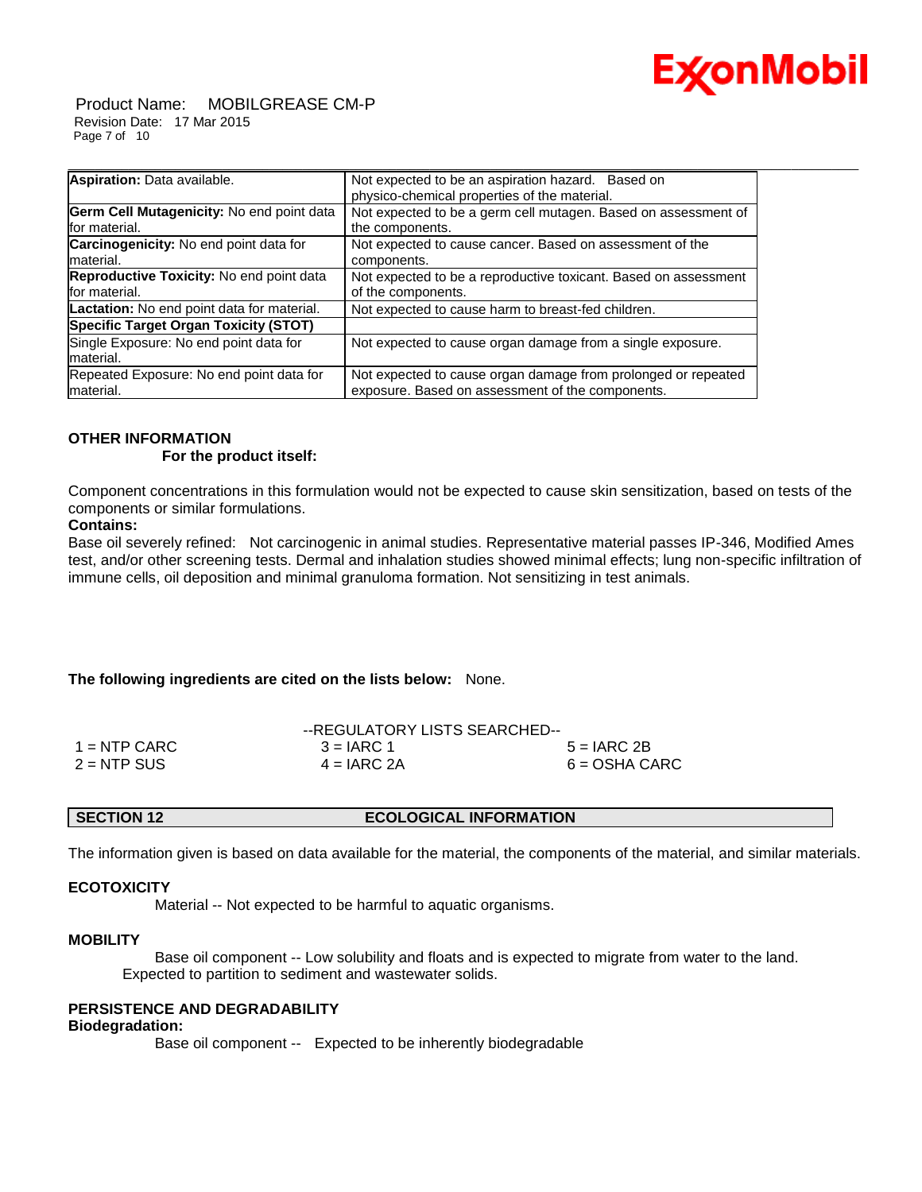| | |
|---|---|
| **Aspiration:** Data available. | Not expected to be an aspiration hazard. Based on physico-chemical properties of the material. |
| **Germ Cell Mutagenicity:** No end point data for material. | Not expected to be a germ cell mutagen. Based on assessment of the components. |
| **Carcinogenicity:** No end point data for material. | Not expected to cause cancer. Based on assessment of the components. |
| **Reproductive Toxicity:** No end point data for material. | Not expected to be a reproductive toxicant. Based on assessment of the components. |
| **Lactation:** No end point data for material. | Not expected to cause harm to breast-fed children. |
| **Specific Target Organ Toxicity (STOT)** | |
| Single Exposure: No end point data for material. | Not expected to cause organ damage from a single exposure. |
| Repeated Exposure: No end point data for material. | Not expected to cause organ damage from prolonged or repeated exposure. Based on assessment of the components. |

**OTHER INFORMATION**

**For the product itself:**

Component concentrations in this formulation would not be expected to cause skin sensitization, based on tests of the components or similar formulations.

**Contains:**

Base oil severely refined: Not carcinogenic in animal studies. Representative material passes IP-346, Modified Ames test, and/or other screening tests. Dermal and inhalation studies showed minimal effects; lung non-specific infiltration of immune cells, oil deposition and minimal granuloma formation. Not sensitizing in test animals.

**The following ingredients are cited on the lists below:** None.

--REGULATORY LISTS SEARCHED--

| | | |
|---|---|---|
| 1 = NTP CARC | 3 = IARC 1 | 5 = IARC 2B |
| 2 = NTP SUS | 4 = IARC 2A | 6 = OSHA CARC |

## SECTION 12 ECOLOGICAL INFORMATION

The information given is based on data available for the material, the components of the material, and similar materials.

**ECOTOXICITY**

Material -- Not expected to be harmful to aquatic organisms.

**MOBILITY**

Base oil component -- Low solubility and floats and is expected to migrate from water to the land. Expected to partition to sediment and wastewater solids.

**PERSISTENCE AND DEGRADABILITY**

**Biodegradation:**

Base oil component -- Expected to be inherently biodegradable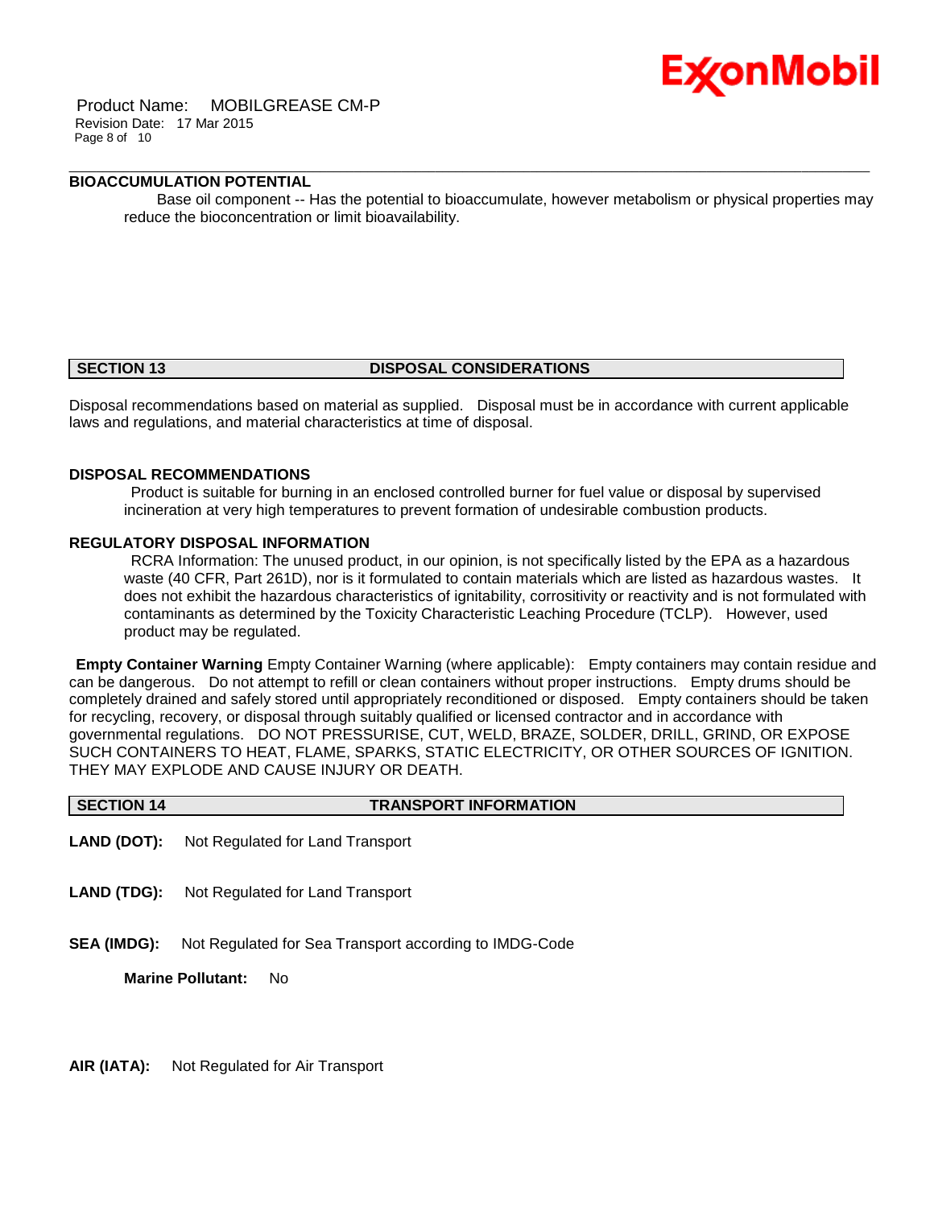### BIOACCUMULATION POTENTIAL

Base oil component -- Has the potential to bioaccumulate, however metabolism or physical properties may reduce the bioconcentration or limit bioavailability.

## SECTION 13 DISPOSAL CONSIDERATIONS

Disposal recommendations based on material as supplied. Disposal must be in accordance with current applicable laws and regulations, and material characteristics at time of disposal.

### DISPOSAL RECOMMENDATIONS

Product is suitable for burning in an enclosed controlled burner for fuel value or disposal by supervised incineration at very high temperatures to prevent formation of undesirable combustion products.

### REGULATORY DISPOSAL INFORMATION

RCRA Information: The unused product, in our opinion, is not specifically listed by the EPA as a hazardous waste (40 CFR, Part 261D), nor is it formulated to contain materials which are listed as hazardous wastes. It does not exhibit the hazardous characteristics of ignitability, corrositivity or reactivity and is not formulated with contaminants as determined by the Toxicity Characteristic Leaching Procedure (TCLP). However, used product may be regulated.

**Empty Container Warning** Empty Container Warning (where applicable): Empty containers may contain residue and can be dangerous. Do not attempt to refill or clean containers without proper instructions. Empty drums should be completely drained and safely stored until appropriately reconditioned or disposed. Empty containers should be taken for recycling, recovery, or disposal through suitably qualified or licensed contractor and in accordance with governmental regulations. DO NOT PRESSURISE, CUT, WELD, BRAZE, SOLDER, DRILL, GRIND, OR EXPOSE SUCH CONTAINERS TO HEAT, FLAME, SPARKS, STATIC ELECTRICITY, OR OTHER SOURCES OF IGNITION. THEY MAY EXPLODE AND CAUSE INJURY OR DEATH.

## SECTION 14 TRANSPORT INFORMATION

**LAND (DOT):** Not Regulated for Land Transport

**LAND (TDG):** Not Regulated for Land Transport

**SEA (IMDG):** Not Regulated for Sea Transport according to IMDG-Code

**Marine Pollutant:** No

**AIR (IATA):** Not Regulated for Air Transport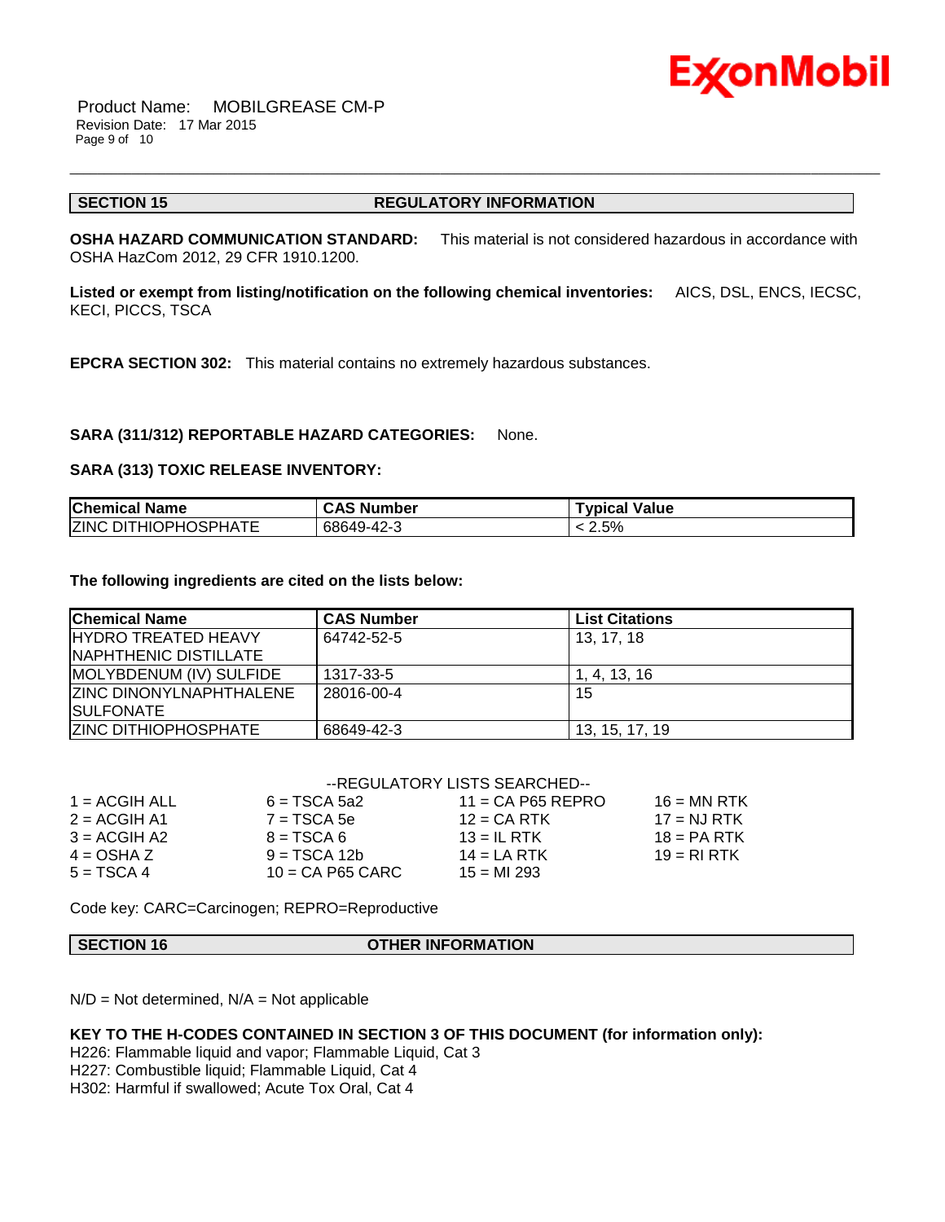## SECTION 15 REGULATORY INFORMATION

**OSHA HAZARD COMMUNICATION STANDARD:** This material is not considered hazardous in accordance with OSHA HazCom 2012, 29 CFR 1910.1200.

**Listed or exempt from listing/notification on the following chemical inventories:** AICS, DSL, ENCS, IECSC, KECI, PICCS, TSCA

**EPCRA SECTION 302:** This material contains no extremely hazardous substances.

**SARA (311/312) REPORTABLE HAZARD CATEGORIES:** None.

**SARA (313) TOXIC RELEASE INVENTORY:**

| Chemical Name | CAS Number | Typical Value |
|---|---|---|
| ZINC DITHIOPHOSPHATE | 68649-42-3 | < 2.5% |

**The following ingredients are cited on the lists below:**

| Chemical Name | CAS Number | List Citations |
|---|---|---|
| HYDRO TREATED HEAVY NAPHTHENIC DISTILLATE | 64742-52-5 | 13, 17, 18 |
| MOLYBDENUM (IV) SULFIDE | 1317-33-5 | 1, 4, 13, 16 |
| ZINC DINONYLNAPHTHALENE SULFONATE | 28016-00-4 | 15 |
| ZINC DITHIOPHOSPHATE | 68649-42-3 | 13, 15, 17, 19 |

--REGULATORY LISTS SEARCHED--

| | | | |
|---|---|---|---|
| 1 = ACGIH ALL | 6 = TSCA 5a2 | 11 = CA P65 REPRO | 16 = MN RTK |
| 2 = ACGIH A1 | 7 = TSCA 5e | 12 = CA RTK | 17 = NJ RTK |
| 3 = ACGIH A2 | 8 = TSCA 6 | 13 = IL RTK | 18 = PA RTK |
| 4 = OSHA Z | 9 = TSCA 12b | 14 = LA RTK | 19 = RI RTK |
| 5 = TSCA 4 | 10 = CA P65 CARC | 15 = MI 293 | |

Code key: CARC=Carcinogen; REPRO=Reproductive

## SECTION 16 OTHER INFORMATION

N/D = Not determined, N/A = Not applicable

**KEY TO THE H-CODES CONTAINED IN SECTION 3 OF THIS DOCUMENT (for information only):**

H226: Flammable liquid and vapor; Flammable Liquid, Cat 3
H227: Combustible liquid; Flammable Liquid, Cat 4
H302: Harmful if swallowed; Acute Tox Oral, Cat 4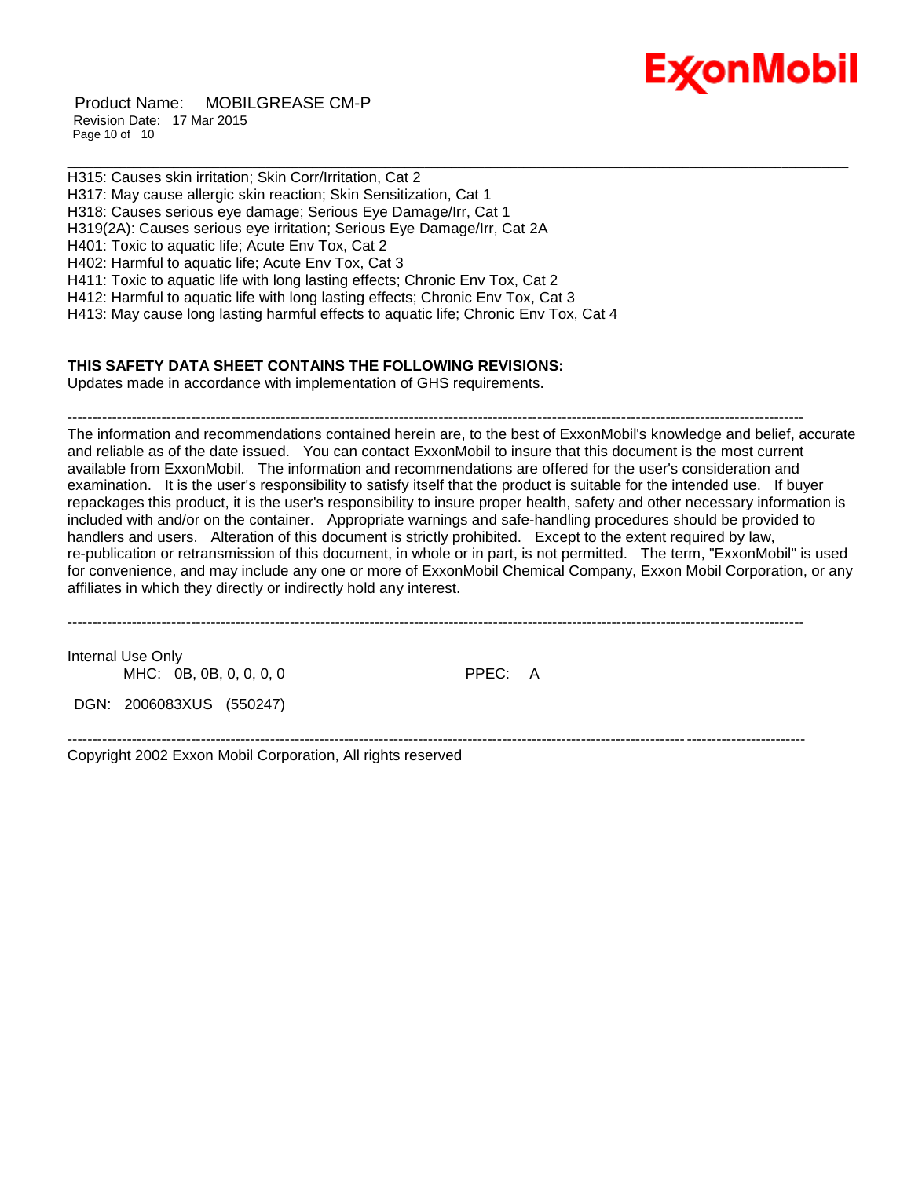H315: Causes skin irritation; Skin Corr/Irritation, Cat 2
H317: May cause allergic skin reaction; Skin Sensitization, Cat 1
H318: Causes serious eye damage; Serious Eye Damage/Irr, Cat 1
H319(2A): Causes serious eye irritation; Serious Eye Damage/Irr, Cat 2A
H401: Toxic to aquatic life; Acute Env Tox, Cat 2
H402: Harmful to aquatic life; Acute Env Tox, Cat 3
H411: Toxic to aquatic life with long lasting effects; Chronic Env Tox, Cat 2
H412: Harmful to aquatic life with long lasting effects; Chronic Env Tox, Cat 3
H413: May cause long lasting harmful effects to aquatic life; Chronic Env Tox, Cat 4

**THIS SAFETY DATA SHEET CONTAINS THE FOLLOWING REVISIONS:**
Updates made in accordance with implementation of GHS requirements.

-----------------------------------------------------------------------------------------------------------------------------------------------

The information and recommendations contained herein are, to the best of ExxonMobil's knowledge and belief, accurate and reliable as of the date issued. You can contact ExxonMobil to insure that this document is the most current available from ExxonMobil. The information and recommendations are offered for the user's consideration and examination. It is the user's responsibility to satisfy itself that the product is suitable for the intended use. If buyer repackages this product, it is the user's responsibility to insure proper health, safety and other necessary information is included with and/or on the container. Appropriate warnings and safe-handling procedures should be provided to handlers and users. Alteration of this document is strictly prohibited. Except to the extent required by law, re-publication or retransmission of this document, in whole or in part, is not permitted. The term, "ExxonMobil" is used for convenience, and may include any one or more of ExxonMobil Chemical Company, Exxon Mobil Corporation, or any affiliates in which they directly or indirectly hold any interest.

-----------------------------------------------------------------------------------------------------------------------------------------------

Internal Use Only
MHC: 0B, 0B, 0, 0, 0, 0 PPEC: A

DGN: 2006083XUS (550247)

-----------------------------------------------------------------------------------------------------------------------------------------------

Copyright 2002 Exxon Mobil Corporation, All rights reserved